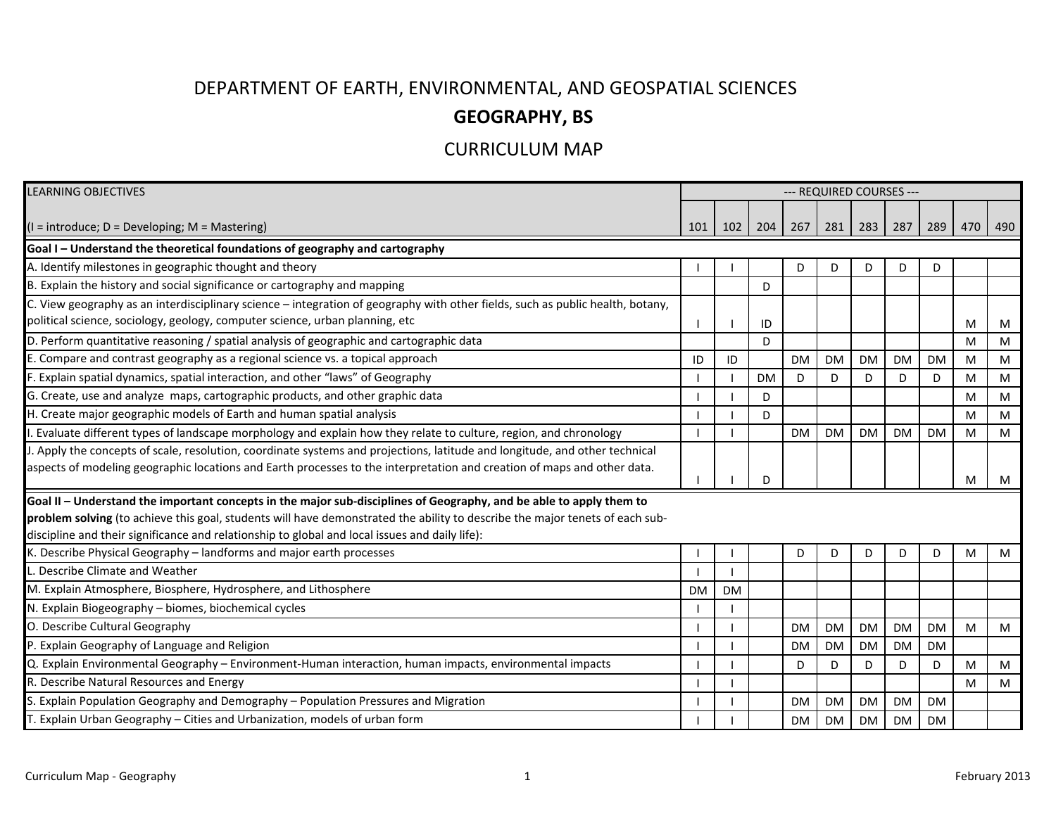# DEPARTMENT OF EARTH, ENVIRONMENTAL, AND GEOSPATIAL SCIENCES

## GEOGRAPHY, BS

## CURRICULUM MAP

| LEARNING OBJECTIVES | --- REQUIRED COURSES --- | | | | | | | | | |
|---|---|---|---|---|---|---|---|---|---|---|
| (I = introduce; D = Developing; M = Mastering) | 101 | 102 | 204 | 267 | 281 | 283 | 287 | 289 | 470 | 490 |
| **Goal I – Understand the theoretical foundations of geography and cartography** | | | | | | | | | | |
| A. Identify milestones in geographic thought and theory | I | I | | D | D | D | D | D | | |
| B. Explain the history and social significance or cartography and mapping | | | D | | | | | | | |
| C. View geography as an interdisciplinary science – integration of geography with other fields, such as public health, botany, political science, sociology, geology, computer science, urban planning, etc | I | I | ID | | | | | | M | M |
| D. Perform quantitative reasoning / spatial analysis of geographic and cartographic data | | | D | | | | | | M | M |
| E. Compare and contrast geography as a regional science vs. a topical approach | ID | ID | | DM | DM | DM | DM | DM | M | M |
| F. Explain spatial dynamics, spatial interaction, and other "laws" of Geography | I | I | DM | D | D | D | D | D | M | M |
| G. Create, use and analyze maps, cartographic products, and other graphic data | I | I | D | | | | | | M | M |
| H. Create major geographic models of Earth and human spatial analysis | I | I | D | | | | | | M | M |
| I. Evaluate different types of landscape morphology and explain how they relate to culture, region, and chronology | I | I | | DM | DM | DM | DM | DM | M | M |
| J. Apply the concepts of scale, resolution, coordinate systems and projections, latitude and longitude, and other technical aspects of modeling geographic locations and Earth processes to the interpretation and creation of maps and other data. | I | I | D | | | | | | M | M |
| **Goal II – Understand the important concepts in the major sub-disciplines of Geography, and be able to apply them to problem solving** (to achieve this goal, students will have demonstrated the ability to describe the major tenets of each sub-discipline and their significance and relationship to global and local issues and daily life): | | | | | | | | | | |
| K. Describe Physical Geography – landforms and major earth processes | I | I | | D | D | D | D | D | M | M |
| L. Describe Climate and Weather | I | I | | | | | | | | |
| M. Explain Atmosphere, Biosphere, Hydrosphere, and Lithosphere | DM | DM | | | | | | | | |
| N. Explain Biogeography – biomes, biochemical cycles | I | I | | | | | | | | |
| O. Describe Cultural Geography | I | I | | DM | DM | DM | DM | DM | M | M |
| P. Explain Geography of Language and Religion | I | I | | DM | DM | DM | DM | DM | | |
| Q. Explain Environmental Geography – Environment-Human interaction, human impacts, environmental impacts | I | I | | D | D | D | D | D | M | M |
| R. Describe Natural Resources and Energy | I | I | | | | | | | M | M |
| S. Explain Population Geography and Demography – Population Pressures and Migration | I | I | | DM | DM | DM | DM | DM | | |
| T. Explain Urban Geography – Cities and Urbanization, models of urban form | I | I | | DM | DM | DM | DM | DM | | |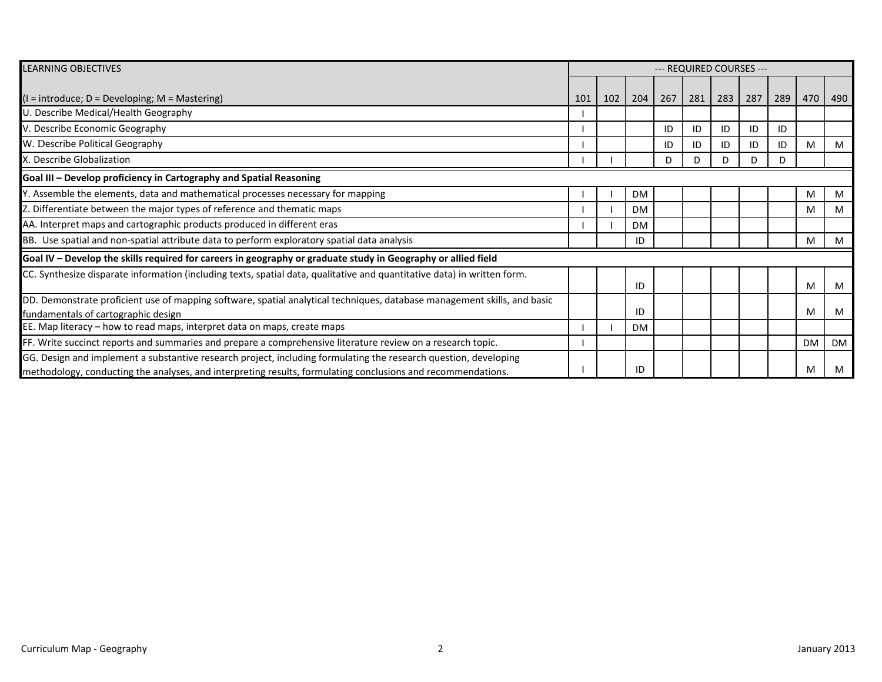| LEARNING OBJECTIVES | --- REQUIRED COURSES --- | | | | | | | | | |
|---|---|---|---|---|---|---|---|---|---|---|
| (I = introduce; D = Developing; M = Mastering) | 101 | 102 | 204 | 267 | 281 | 283 | 287 | 289 | 470 | 490 |
| U. Describe Medical/Health Geography | I | | | | | | | | | |
| V. Describe Economic Geography | I | | | ID | ID | ID | ID | ID | | |
| W. Describe Political Geography | I | | | ID | ID | ID | ID | ID | M | M |
| X. Describe Globalization | I | I | | D | D | D | D | D | | |
| **Goal III – Develop proficiency in Cartography and Spatial Reasoning** | | | | | | | | | | |
| Y. Assemble the elements, data and mathematical processes necessary for mapping | I | I | DM | | | | | | M | M |
| Z. Differentiate between the major types of reference and thematic maps | I | I | DM | | | | | | M | M |
| AA. Interpret maps and cartographic products produced in different eras | I | I | DM | | | | | | | |
| BB. Use spatial and non-spatial attribute data to perform exploratory spatial data analysis | | | ID | | | | | | M | M |
| **Goal IV – Develop the skills required for careers in geography or graduate study in Geography or allied field** | | | | | | | | | | |
| CC. Synthesize disparate information (including texts, spatial data, qualitative and quantitative data) in written form. | | | ID | | | | | | M | M |
| DD. Demonstrate proficient use of mapping software, spatial analytical techniques, database management skills, and basic fundamentals of cartographic design | | | ID | | | | | | M | M |
| EE. Map literacy – how to read maps, interpret data on maps, create maps | I | I | DM | | | | | | | |
| FF. Write succinct reports and summaries and prepare a comprehensive literature review on a research topic. | I | | | | | | | | DM | DM |
| GG. Design and implement a substantive research project, including formulating the research question, developing methodology, conducting the analyses, and interpreting results, formulating conclusions and recommendations. | I | | ID | | | | | | M | M |